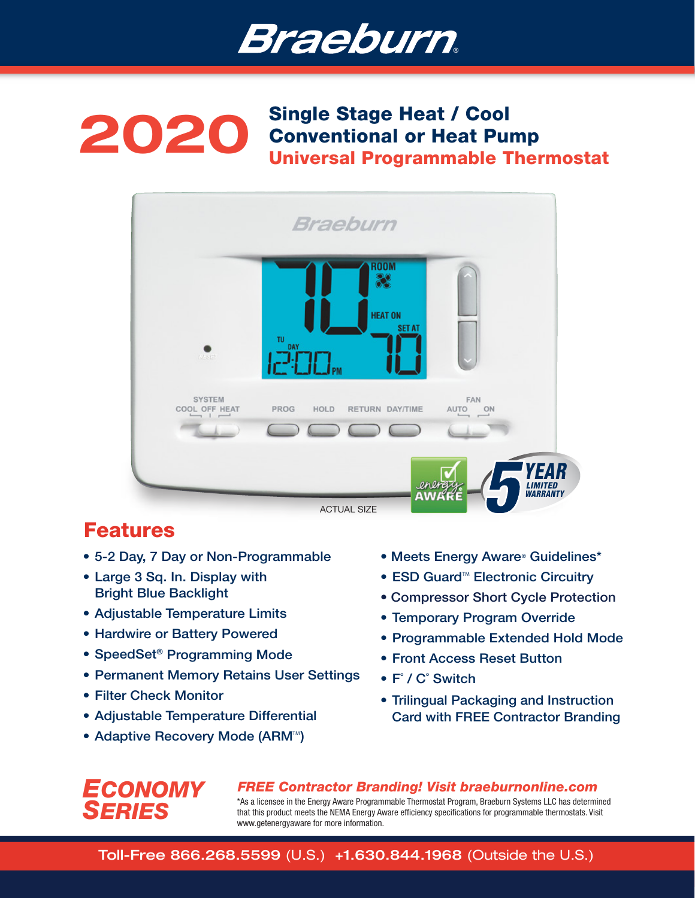# Braeburn®

# 2020

## Single Stage Heat / Cool Conventional or Heat Pump Universal Programmable Thermostat

ACTUAL SIZE

## Features

- 5-2 Day, 7 Day or Non-Programmable
- Large 3 Sq. In. Display with Bright Blue Backlight
- Adjustable Temperature Limits
- Hardwire or Battery Powered
- SpeedSet® Programming Mode
- Permanent Memory Retains User Settings
- Filter Check Monitor
- Adjustable Temperature Differential
- Adaptive Recovery Mode (ARM™)
- Meets Energy Aware® Guidelines*
- ESD Guard™ Electronic Circuitry
- Compressor Short Cycle Protection
- Temporary Program Override
- Programmable Extended Hold Mode
- Front Access Reset Button
- F° / C° Switch
- Trilingual Packaging and Instruction Card with FREE Contractor Branding

*ECONOMY SERIES*

***FREE Contractor Branding! Visit braeburnonline.com***

*As a licensee in the Energy Aware Programmable Thermostat Program, Braeburn Systems LLC has determined that this product meets the NEMA Energy Aware efficiency specifications for programmable thermostats. Visit www.getenergyaware for more information.

**Toll-Free 866.268.5599** (U.S.) **+1.630.844.1968** (Outside the U.S.)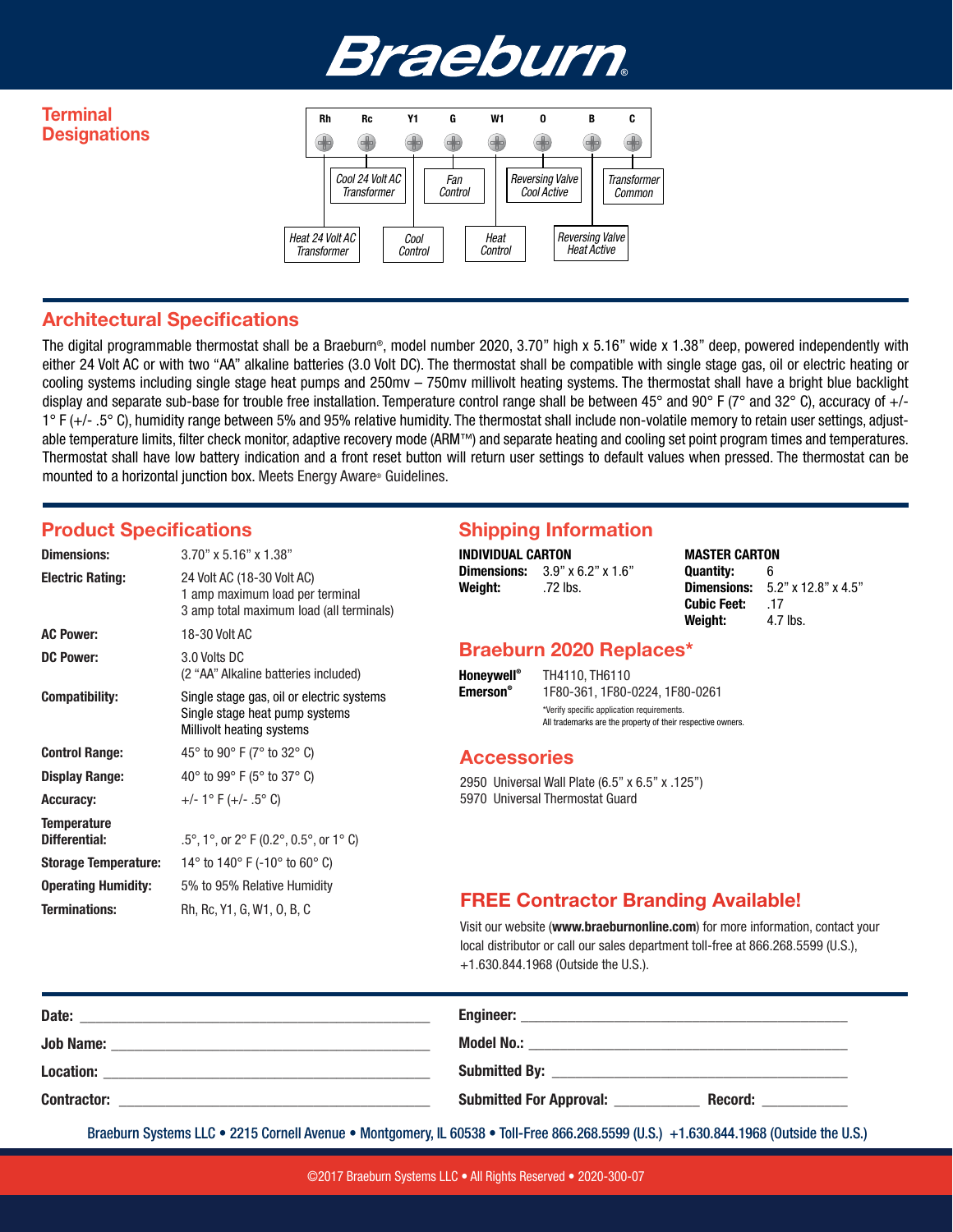## Terminal Designations

| Rh | Rc | Y1 | G | W1 | O | B | C |
|---|---|---|---|---|---|---|---|
| Heat 24 Volt AC Transformer | Cool 24 Volt AC Transformer | Cool Control | Fan Control | Heat Control | Reversing Valve Cool Active | Reversing Valve Heat Active | Transformer Common |

## Architectural Specifications

The digital programmable thermostat shall be a Braeburn®, model number 2020, 3.70" high x 5.16" wide x 1.38" deep, powered independently with either 24 Volt AC or with two "AA" alkaline batteries (3.0 Volt DC). The thermostat shall be compatible with single stage gas, oil or electric heating or cooling systems including single stage heat pumps and 250mv – 750mv millivolt heating systems. The thermostat shall have a bright blue backlight display and separate sub-base for trouble free installation. Temperature control range shall be between 45° and 90° F (7° and 32° C), accuracy of +/- 1° F (+/- .5° C), humidity range between 5% and 95% relative humidity. The thermostat shall include non-volatile memory to retain user settings, adjustable temperature limits, filter check monitor, adaptive recovery mode (ARM™) and separate heating and cooling set point program times and temperatures. Thermostat shall have low battery indication and a front reset button will return user settings to default values when pressed. The thermostat can be mounted to a horizontal junction box. Meets Energy Aware® Guidelines.

## Product Specifications

| | |
|---|---|
| **Dimensions:** | 3.70" x 5.16" x 1.38" |
| **Electric Rating:** | 24 Volt AC (18-30 Volt AC)<br>1 amp maximum load per terminal<br>3 amp total maximum load (all terminals) |
| **AC Power:** | 18-30 Volt AC |
| **DC Power:** | 3.0 Volts DC<br>(2 "AA" Alkaline batteries included) |
| **Compatibility:** | Single stage gas, oil or electric systems<br>Single stage heat pump systems<br>Millivolt heating systems |
| **Control Range:** | 45° to 90° F (7° to 32° C) |
| **Display Range:** | 40° to 99° F (5° to 37° C) |
| **Accuracy:** | +/- 1° F (+/- .5° C) |
| **Temperature Differential:** | .5°, 1°, or 2° F (0.2°, 0.5°, or 1° C) |
| **Storage Temperature:** | 14° to 140° F (-10° to 60° C) |
| **Operating Humidity:** | 5% to 95% Relative Humidity |
| **Terminations:** | Rh, Rc, Y1, G, W1, O, B, C |

## Shipping Information

**INDIVIDUAL CARTON**

| | |
|---|---|
| **Dimensions:** | 3.9" x 6.2" x 1.6" |
| **Weight:** | .72 lbs. |

**MASTER CARTON**

| | |
|---|---|
| **Quantity:** | 6 |
| **Dimensions:** | 5.2" x 12.8" x 4.5" |
| **Cubic Feet:** | .17 |
| **Weight:** | 4.7 lbs. |

## Braeburn 2020 Replaces*

| | |
|---|---|
| **Honeywell®** | TH4110, TH6110 |
| **Emerson®** | 1F80-361, 1F80-0224, 1F80-0261 |

*Verify specific application requirements.
All trademarks are the property of their respective owners.

## Accessories

2950 Universal Wall Plate (6.5" x 6.5" x .125")
5970 Universal Thermostat Guard

## FREE Contractor Branding Available!

Visit our website (**www.braeburnonline.com**) for more information, contact your local distributor or call our sales department toll-free at 866.268.5599 (U.S.), +1.630.844.1968 (Outside the U.S.).

**Date:** ______________________________

**Job Name:** ______________________________

**Location:** ______________________________

**Contractor:** ______________________________

**Engineer:** ______________________________

**Model No.:** ______________________________

**Submitted By:** ______________________________

**Submitted For Approval:** __________ **Record:** __________

Braeburn Systems LLC • 2215 Cornell Avenue • Montgomery, IL 60538 • Toll-Free 866.268.5599 (U.S.) +1.630.844.1968 (Outside the U.S.)

©2017 Braeburn Systems LLC • All Rights Reserved • 2020-300-07